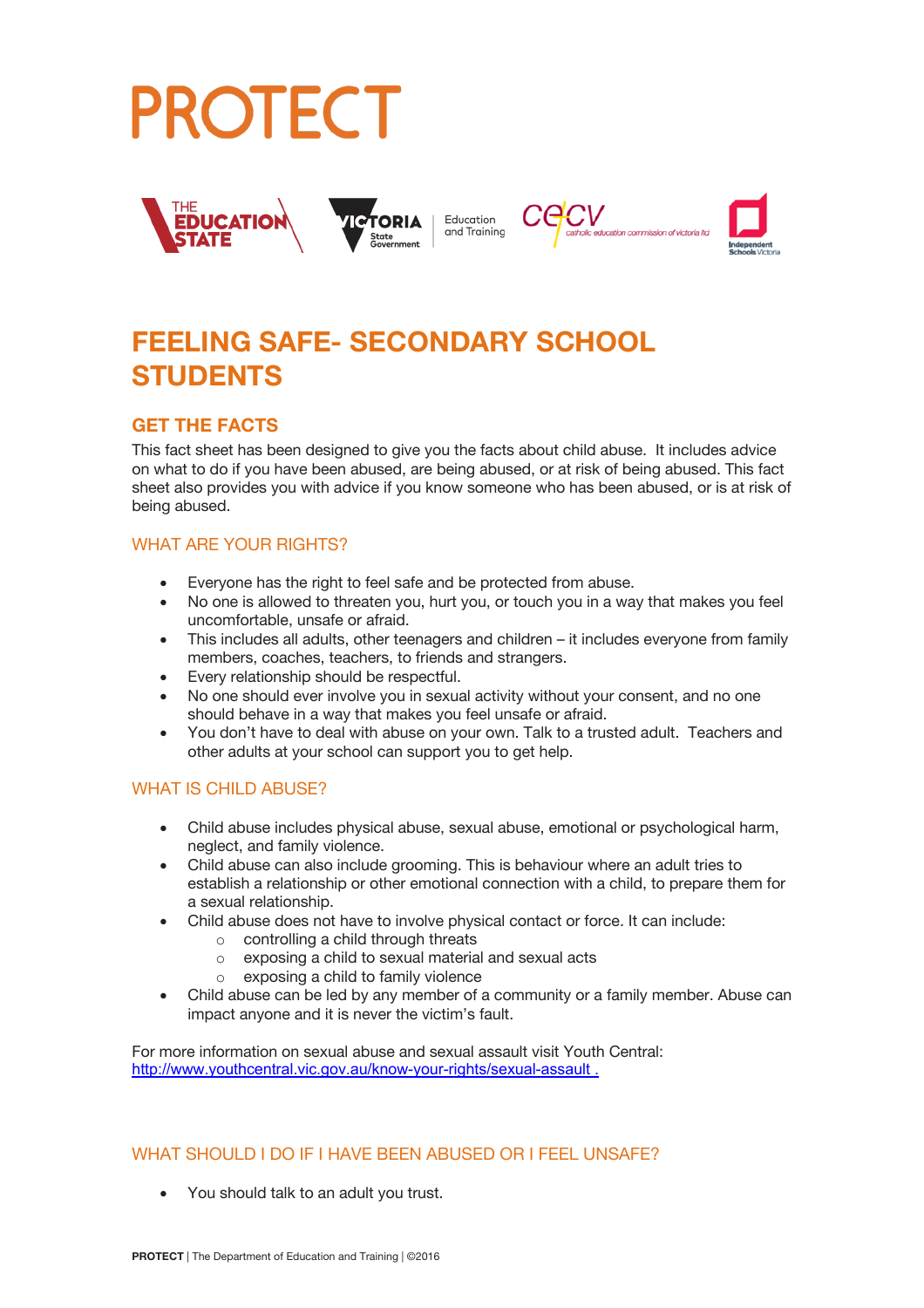# PROTECT

## FEELING SAFE- SECONDARY SCHOOL STUDENTS

### GET THE FACTS

This fact sheet has been designed to give you the facts about child abuse. It includes advice on what to do if you have been abused, are being abused, or at risk of being abused. This fact sheet also provides you with advice if you know someone who has been abused, or is at risk of being abused.

### WHAT ARE YOUR RIGHTS?

- Everyone has the right to feel safe and be protected from abuse.
- No one is allowed to threaten you, hurt you, or touch you in a way that makes you feel uncomfortable, unsafe or afraid.
- This includes all adults, other teenagers and children – it includes everyone from family members, coaches, teachers, to friends and strangers.
- Every relationship should be respectful.
- No one should ever involve you in sexual activity without your consent, and no one should behave in a way that makes you feel unsafe or afraid.
- You don't have to deal with abuse on your own. Talk to a trusted adult. Teachers and other adults at your school can support you to get help.

### WHAT IS CHILD ABUSE?

- Child abuse includes physical abuse, sexual abuse, emotional or psychological harm, neglect, and family violence.
- Child abuse can also include grooming. This is behaviour where an adult tries to establish a relationship or other emotional connection with a child, to prepare them for a sexual relationship.
- Child abuse does not have to involve physical contact or force. It can include:
  - controlling a child through threats
  - exposing a child to sexual material and sexual acts
  - exposing a child to family violence
- Child abuse can be led by any member of a community or a family member. Abuse can impact anyone and it is never the victim's fault.

For more information on sexual abuse and sexual assault visit Youth Central: http://www.youthcentral.vic.gov.au/know-your-rights/sexual-assault .

### WHAT SHOULD I DO IF I HAVE BEEN ABUSED OR I FEEL UNSAFE?

- You should talk to an adult you trust.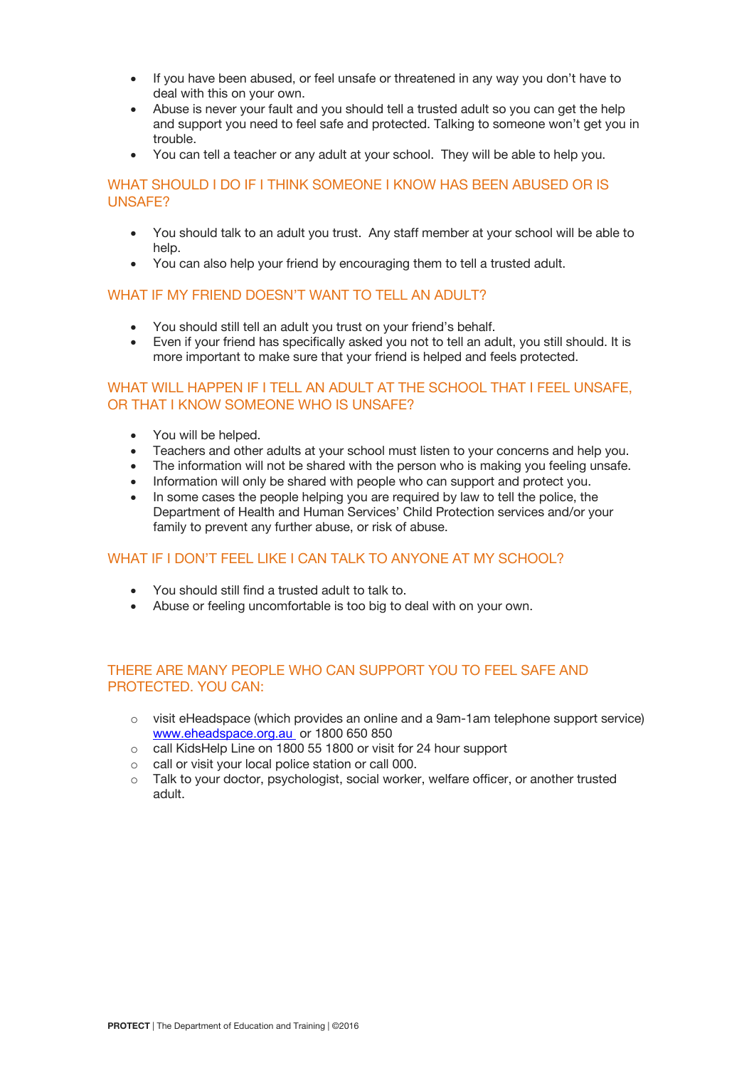- If you have been abused, or feel unsafe or threatened in any way you don't have to deal with this on your own.
- Abuse is never your fault and you should tell a trusted adult so you can get the help and support you need to feel safe and protected. Talking to someone won't get you in trouble.
- You can tell a teacher or any adult at your school. They will be able to help you.

## WHAT SHOULD I DO IF I THINK SOMEONE I KNOW HAS BEEN ABUSED OR IS UNSAFE?

- You should talk to an adult you trust. Any staff member at your school will be able to help.
- You can also help your friend by encouraging them to tell a trusted adult.

## WHAT IF MY FRIEND DOESN'T WANT TO TELL AN ADULT?

- You should still tell an adult you trust on your friend's behalf.
- Even if your friend has specifically asked you not to tell an adult, you still should. It is more important to make sure that your friend is helped and feels protected.

## WHAT WILL HAPPEN IF I TELL AN ADULT AT THE SCHOOL THAT I FEEL UNSAFE, OR THAT I KNOW SOMEONE WHO IS UNSAFE?

- You will be helped.
- Teachers and other adults at your school must listen to your concerns and help you.
- The information will not be shared with the person who is making you feeling unsafe.
- Information will only be shared with people who can support and protect you.
- In some cases the people helping you are required by law to tell the police, the Department of Health and Human Services' Child Protection services and/or your family to prevent any further abuse, or risk of abuse.

## WHAT IF I DON'T FEEL LIKE I CAN TALK TO ANYONE AT MY SCHOOL?

- You should still find a trusted adult to talk to.
- Abuse or feeling uncomfortable is too big to deal with on your own.

## THERE ARE MANY PEOPLE WHO CAN SUPPORT YOU TO FEEL SAFE AND PROTECTED. YOU CAN:

- visit eHeadspace (which provides an online and a 9am-1am telephone support service) www.eheadspace.org.au or 1800 650 850
- call KidsHelp Line on 1800 55 1800 or visit for 24 hour support
- call or visit your local police station or call 000.
- Talk to your doctor, psychologist, social worker, welfare officer, or another trusted adult.